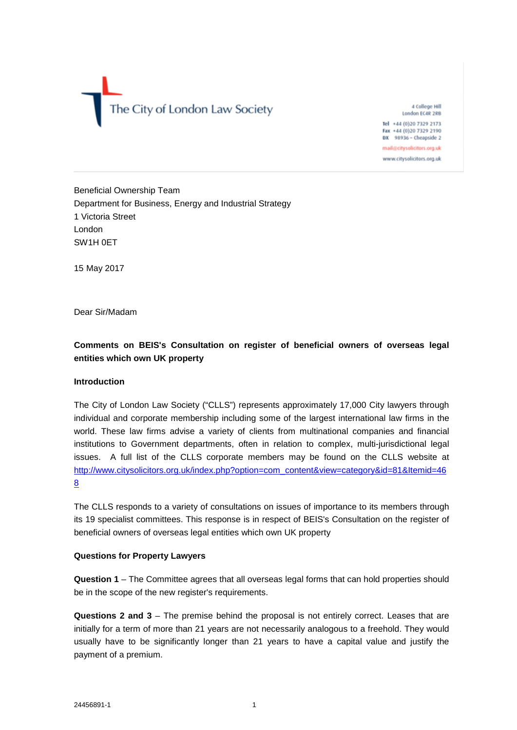The City of London Law Society

4 College Hill
London EC4R 2RB

**Tel** +44 (0)20 7329 2173
**Fax** +44 (0)20 7329 2190
**DX** 98936 – Cheapside 2

mail@citysolicitors.org.uk

www.citysolicitors.org.uk

Beneficial Ownership Team
Department for Business, Energy and Industrial Strategy
1 Victoria Street
London
SW1H 0ET

15 May 2017

Dear Sir/Madam

**Comments on BEIS's Consultation on register of beneficial owners of overseas legal entities which own UK property**

**Introduction**

The City of London Law Society ("CLLS") represents approximately 17,000 City lawyers through individual and corporate membership including some of the largest international law firms in the world. These law firms advise a variety of clients from multinational companies and financial institutions to Government departments, often in relation to complex, multi-jurisdictional legal issues. A full list of the CLLS corporate members may be found on the CLLS website at http://www.citysolicitors.org.uk/index.php?option=com_content&view=category&id=81&Itemid=468

The CLLS responds to a variety of consultations on issues of importance to its members through its 19 specialist committees. This response is in respect of BEIS's Consultation on the register of beneficial owners of overseas legal entities which own UK property

**Questions for Property Lawyers**

**Question 1** – The Committee agrees that all overseas legal forms that can hold properties should be in the scope of the new register's requirements.

**Questions 2 and 3** – The premise behind the proposal is not entirely correct. Leases that are initially for a term of more than 21 years are not necessarily analogous to a freehold. They would usually have to be significantly longer than 21 years to have a capital value and justify the payment of a premium.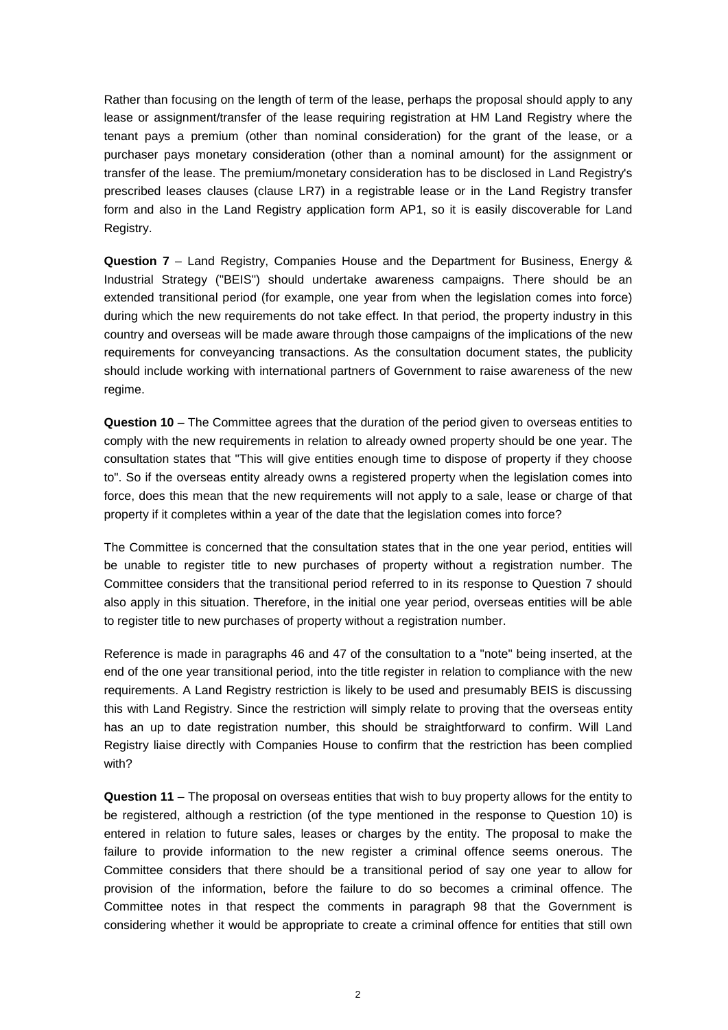Rather than focusing on the length of term of the lease, perhaps the proposal should apply to any lease or assignment/transfer of the lease requiring registration at HM Land Registry where the tenant pays a premium (other than nominal consideration) for the grant of the lease, or a purchaser pays monetary consideration (other than a nominal amount) for the assignment or transfer of the lease. The premium/monetary consideration has to be disclosed in Land Registry's prescribed leases clauses (clause LR7) in a registrable lease or in the Land Registry transfer form and also in the Land Registry application form AP1, so it is easily discoverable for Land Registry.

**Question 7** – Land Registry, Companies House and the Department for Business, Energy & Industrial Strategy ("BEIS") should undertake awareness campaigns. There should be an extended transitional period (for example, one year from when the legislation comes into force) during which the new requirements do not take effect. In that period, the property industry in this country and overseas will be made aware through those campaigns of the implications of the new requirements for conveyancing transactions. As the consultation document states, the publicity should include working with international partners of Government to raise awareness of the new regime.

**Question 10** – The Committee agrees that the duration of the period given to overseas entities to comply with the new requirements in relation to already owned property should be one year. The consultation states that "This will give entities enough time to dispose of property if they choose to". So if the overseas entity already owns a registered property when the legislation comes into force, does this mean that the new requirements will not apply to a sale, lease or charge of that property if it completes within a year of the date that the legislation comes into force?

The Committee is concerned that the consultation states that in the one year period, entities will be unable to register title to new purchases of property without a registration number. The Committee considers that the transitional period referred to in its response to Question 7 should also apply in this situation. Therefore, in the initial one year period, overseas entities will be able to register title to new purchases of property without a registration number.

Reference is made in paragraphs 46 and 47 of the consultation to a "note" being inserted, at the end of the one year transitional period, into the title register in relation to compliance with the new requirements. A Land Registry restriction is likely to be used and presumably BEIS is discussing this with Land Registry. Since the restriction will simply relate to proving that the overseas entity has an up to date registration number, this should be straightforward to confirm. Will Land Registry liaise directly with Companies House to confirm that the restriction has been complied with?

**Question 11** – The proposal on overseas entities that wish to buy property allows for the entity to be registered, although a restriction (of the type mentioned in the response to Question 10) is entered in relation to future sales, leases or charges by the entity. The proposal to make the failure to provide information to the new register a criminal offence seems onerous. The Committee considers that there should be a transitional period of say one year to allow for provision of the information, before the failure to do so becomes a criminal offence. The Committee notes in that respect the comments in paragraph 98 that the Government is considering whether it would be appropriate to create a criminal offence for entities that still own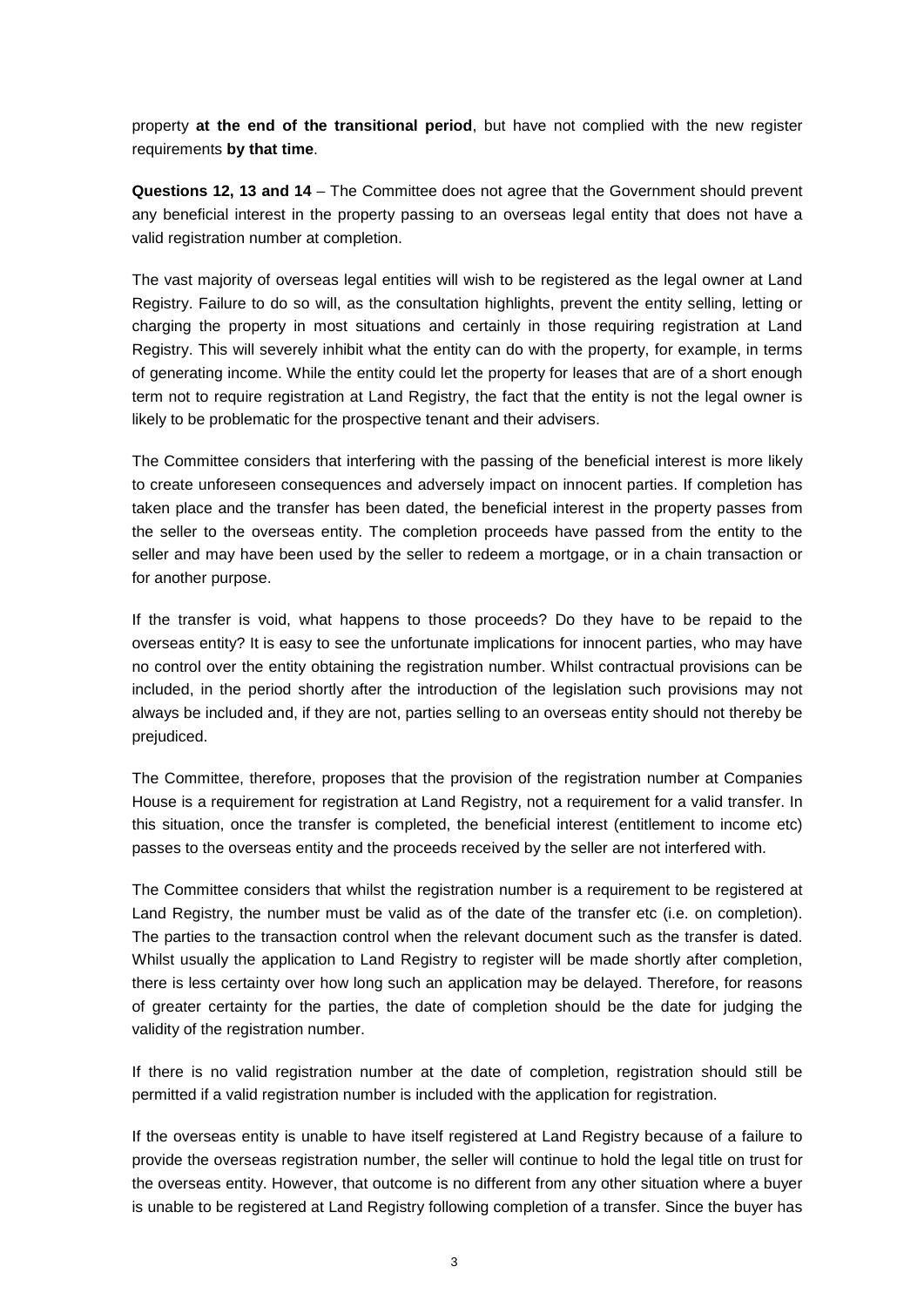property **at the end of the transitional period**, but have not complied with the new register requirements **by that time**.

**Questions 12, 13 and 14** – The Committee does not agree that the Government should prevent any beneficial interest in the property passing to an overseas legal entity that does not have a valid registration number at completion.

The vast majority of overseas legal entities will wish to be registered as the legal owner at Land Registry. Failure to do so will, as the consultation highlights, prevent the entity selling, letting or charging the property in most situations and certainly in those requiring registration at Land Registry. This will severely inhibit what the entity can do with the property, for example, in terms of generating income. While the entity could let the property for leases that are of a short enough term not to require registration at Land Registry, the fact that the entity is not the legal owner is likely to be problematic for the prospective tenant and their advisers.

The Committee considers that interfering with the passing of the beneficial interest is more likely to create unforeseen consequences and adversely impact on innocent parties. If completion has taken place and the transfer has been dated, the beneficial interest in the property passes from the seller to the overseas entity. The completion proceeds have passed from the entity to the seller and may have been used by the seller to redeem a mortgage, or in a chain transaction or for another purpose.

If the transfer is void, what happens to those proceeds? Do they have to be repaid to the overseas entity? It is easy to see the unfortunate implications for innocent parties, who may have no control over the entity obtaining the registration number. Whilst contractual provisions can be included, in the period shortly after the introduction of the legislation such provisions may not always be included and, if they are not, parties selling to an overseas entity should not thereby be prejudiced.

The Committee, therefore, proposes that the provision of the registration number at Companies House is a requirement for registration at Land Registry, not a requirement for a valid transfer. In this situation, once the transfer is completed, the beneficial interest (entitlement to income etc) passes to the overseas entity and the proceeds received by the seller are not interfered with.

The Committee considers that whilst the registration number is a requirement to be registered at Land Registry, the number must be valid as of the date of the transfer etc (i.e. on completion). The parties to the transaction control when the relevant document such as the transfer is dated. Whilst usually the application to Land Registry to register will be made shortly after completion, there is less certainty over how long such an application may be delayed. Therefore, for reasons of greater certainty for the parties, the date of completion should be the date for judging the validity of the registration number.

If there is no valid registration number at the date of completion, registration should still be permitted if a valid registration number is included with the application for registration.

If the overseas entity is unable to have itself registered at Land Registry because of a failure to provide the overseas registration number, the seller will continue to hold the legal title on trust for the overseas entity. However, that outcome is no different from any other situation where a buyer is unable to be registered at Land Registry following completion of a transfer. Since the buyer has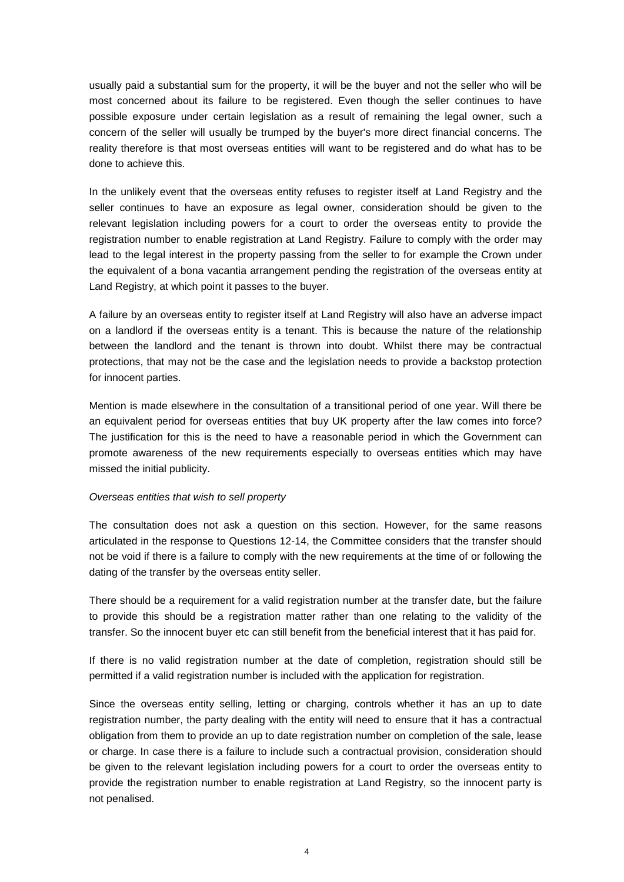usually paid a substantial sum for the property, it will be the buyer and not the seller who will be most concerned about its failure to be registered. Even though the seller continues to have possible exposure under certain legislation as a result of remaining the legal owner, such a concern of the seller will usually be trumped by the buyer's more direct financial concerns. The reality therefore is that most overseas entities will want to be registered and do what has to be done to achieve this.

In the unlikely event that the overseas entity refuses to register itself at Land Registry and the seller continues to have an exposure as legal owner, consideration should be given to the relevant legislation including powers for a court to order the overseas entity to provide the registration number to enable registration at Land Registry. Failure to comply with the order may lead to the legal interest in the property passing from the seller to for example the Crown under the equivalent of a bona vacantia arrangement pending the registration of the overseas entity at Land Registry, at which point it passes to the buyer.

A failure by an overseas entity to register itself at Land Registry will also have an adverse impact on a landlord if the overseas entity is a tenant. This is because the nature of the relationship between the landlord and the tenant is thrown into doubt. Whilst there may be contractual protections, that may not be the case and the legislation needs to provide a backstop protection for innocent parties.

Mention is made elsewhere in the consultation of a transitional period of one year. Will there be an equivalent period for overseas entities that buy UK property after the law comes into force? The justification for this is the need to have a reasonable period in which the Government can promote awareness of the new requirements especially to overseas entities which may have missed the initial publicity.

*Overseas entities that wish to sell property*

The consultation does not ask a question on this section. However, for the same reasons articulated in the response to Questions 12-14, the Committee considers that the transfer should not be void if there is a failure to comply with the new requirements at the time of or following the dating of the transfer by the overseas entity seller.

There should be a requirement for a valid registration number at the transfer date, but the failure to provide this should be a registration matter rather than one relating to the validity of the transfer. So the innocent buyer etc can still benefit from the beneficial interest that it has paid for.

If there is no valid registration number at the date of completion, registration should still be permitted if a valid registration number is included with the application for registration.

Since the overseas entity selling, letting or charging, controls whether it has an up to date registration number, the party dealing with the entity will need to ensure that it has a contractual obligation from them to provide an up to date registration number on completion of the sale, lease or charge. In case there is a failure to include such a contractual provision, consideration should be given to the relevant legislation including powers for a court to order the overseas entity to provide the registration number to enable registration at Land Registry, so the innocent party is not penalised.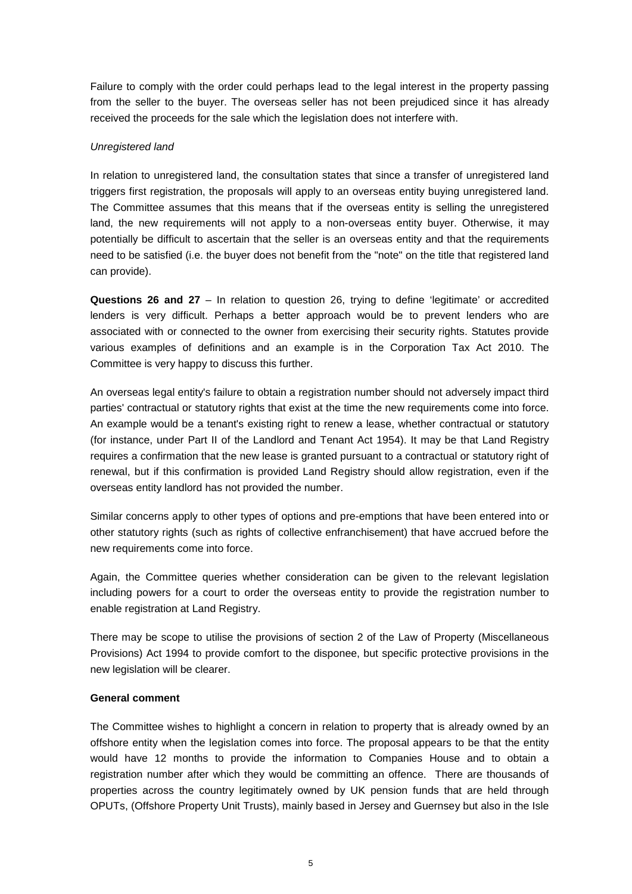Failure to comply with the order could perhaps lead to the legal interest in the property passing from the seller to the buyer. The overseas seller has not been prejudiced since it has already received the proceeds for the sale which the legislation does not interfere with.

*Unregistered land*

In relation to unregistered land, the consultation states that since a transfer of unregistered land triggers first registration, the proposals will apply to an overseas entity buying unregistered land. The Committee assumes that this means that if the overseas entity is selling the unregistered land, the new requirements will not apply to a non-overseas entity buyer. Otherwise, it may potentially be difficult to ascertain that the seller is an overseas entity and that the requirements need to be satisfied (i.e. the buyer does not benefit from the "note" on the title that registered land can provide).

**Questions 26 and 27** – In relation to question 26, trying to define 'legitimate' or accredited lenders is very difficult. Perhaps a better approach would be to prevent lenders who are associated with or connected to the owner from exercising their security rights. Statutes provide various examples of definitions and an example is in the Corporation Tax Act 2010. The Committee is very happy to discuss this further.

An overseas legal entity's failure to obtain a registration number should not adversely impact third parties' contractual or statutory rights that exist at the time the new requirements come into force. An example would be a tenant's existing right to renew a lease, whether contractual or statutory (for instance, under Part II of the Landlord and Tenant Act 1954). It may be that Land Registry requires a confirmation that the new lease is granted pursuant to a contractual or statutory right of renewal, but if this confirmation is provided Land Registry should allow registration, even if the overseas entity landlord has not provided the number.

Similar concerns apply to other types of options and pre-emptions that have been entered into or other statutory rights (such as rights of collective enfranchisement) that have accrued before the new requirements come into force.

Again, the Committee queries whether consideration can be given to the relevant legislation including powers for a court to order the overseas entity to provide the registration number to enable registration at Land Registry.

There may be scope to utilise the provisions of section 2 of the Law of Property (Miscellaneous Provisions) Act 1994 to provide comfort to the disponee, but specific protective provisions in the new legislation will be clearer.

**General comment**

The Committee wishes to highlight a concern in relation to property that is already owned by an offshore entity when the legislation comes into force. The proposal appears to be that the entity would have 12 months to provide the information to Companies House and to obtain a registration number after which they would be committing an offence. There are thousands of properties across the country legitimately owned by UK pension funds that are held through OPUTs, (Offshore Property Unit Trusts), mainly based in Jersey and Guernsey but also in the Isle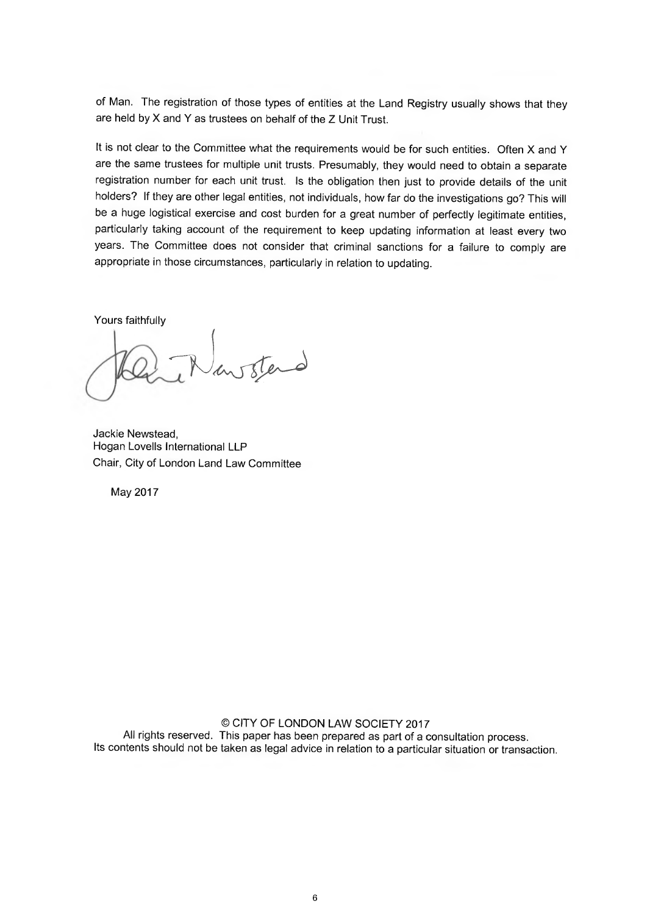of Man. The registration of those types of entities at the Land Registry usually shows that they are held by X and Y as trustees on behalf of the Z Unit Trust.

It is not clear to the Committee what the requirements would be for such entities. Often X and Y are the same trustees for multiple unit trusts. Presumably, they would need to obtain a separate registration number for each unit trust. Is the obligation then just to provide details of the unit holders? If they are other legal entities, not individuals, how far do the investigations go? This will be a huge logistical exercise and cost burden for a great number of perfectly legitimate entities, particularly taking account of the requirement to keep updating information at least every two years. The Committee does not consider that criminal sanctions for a failure to comply are appropriate in those circumstances, particularly in relation to updating.

Yours faithfully

Jackie Newstead,
Hogan Lovells International LLP
Chair, City of London Land Law Committee

May 2017

© CITY OF LONDON LAW SOCIETY 2017
All rights reserved. This paper has been prepared as part of a consultation process.
Its contents should not be taken as legal advice in relation to a particular situation or transaction.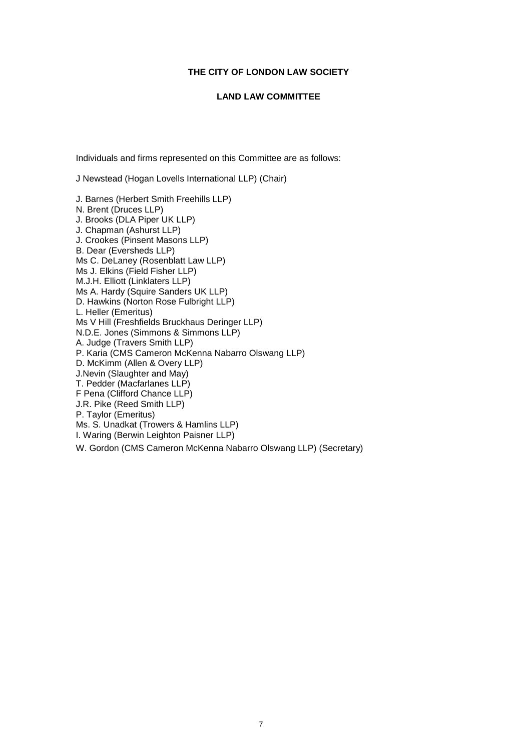**THE CITY OF LONDON LAW SOCIETY**

**LAND LAW COMMITTEE**

Individuals and firms represented on this Committee are as follows:

J Newstead (Hogan Lovells International LLP) (Chair)

J. Barnes (Herbert Smith Freehills LLP)
N. Brent (Druces LLP)
J. Brooks (DLA Piper UK LLP)
J. Chapman (Ashurst LLP)
J. Crookes (Pinsent Masons LLP)
B. Dear (Eversheds LLP)
Ms C. DeLaney (Rosenblatt Law LLP)
Ms J. Elkins (Field Fisher LLP)
M.J.H. Elliott (Linklaters LLP)
Ms A. Hardy (Squire Sanders UK LLP)
D. Hawkins (Norton Rose Fulbright LLP)
L. Heller (Emeritus)
Ms V Hill (Freshfields Bruckhaus Deringer LLP)
N.D.E. Jones (Simmons & Simmons LLP)
A. Judge (Travers Smith LLP)
P. Karia (CMS Cameron McKenna Nabarro Olswang LLP)
D. McKimm (Allen & Overy LLP)
J.Nevin (Slaughter and May)
T. Pedder (Macfarlanes LLP)
F Pena (Clifford Chance LLP)
J.R. Pike (Reed Smith LLP)
P. Taylor (Emeritus)
Ms. S. Unadkat (Trowers & Hamlins LLP)
I. Waring (Berwin Leighton Paisner LLP)

W. Gordon (CMS Cameron McKenna Nabarro Olswang LLP) (Secretary)